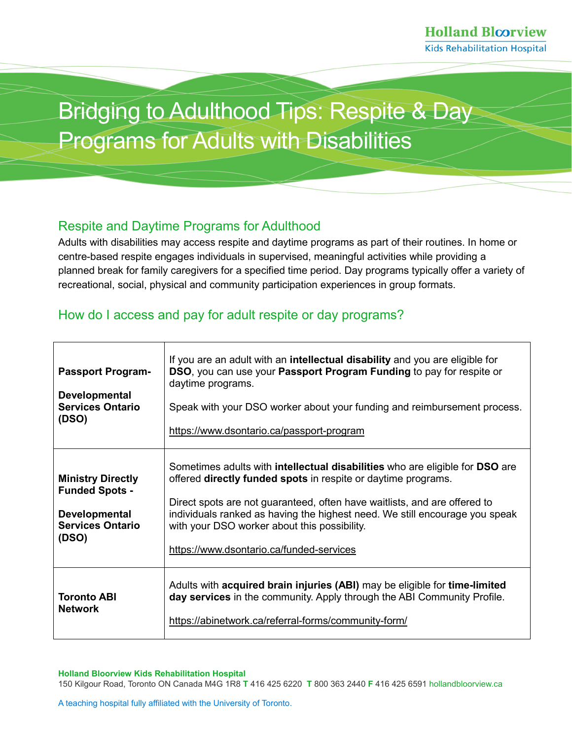Holland Bloorview
Kids Rehabilitation Hospital

# Bridging to Adulthood Tips: Respite & Day Programs for Adults with Disabilities

## Respite and Daytime Programs for Adulthood

Adults with disabilities may access respite and daytime programs as part of their routines. In home or centre-based respite engages individuals in supervised, meaningful activities while providing a planned break for family caregivers for a specified time period. Day programs typically offer a variety of recreational, social, physical and community participation experiences in group formats.

## How do I access and pay for adult respite or day programs?

| | |
|---|---|
| **Passport Program- Developmental Services Ontario (DSO)** | If you are an adult with an **intellectual disability** and you are eligible for **DSO**, you can use your **Passport Program Funding** to pay for respite or daytime programs.<br><br>Speak with your DSO worker about your funding and reimbursement process.<br><br>https://www.dsontario.ca/passport-program |
| **Ministry Directly Funded Spots - Developmental Services Ontario (DSO)** | Sometimes adults with **intellectual disabilities** who are eligible for **DSO** are offered **directly funded spots** in respite or daytime programs.<br><br>Direct spots are not guaranteed, often have waitlists, and are offered to individuals ranked as having the highest need. We still encourage you speak with your DSO worker about this possibility.<br><br>https://www.dsontario.ca/funded-services |
| **Toronto ABI Network** | Adults with **acquired brain injuries (ABI)** may be eligible for **time-limited day services** in the community. Apply through the ABI Community Profile.<br><br>https://abinetwork.ca/referral-forms/community-form/ |

**Holland Bloorview Kids Rehabilitation Hospital**
150 Kilgour Road, Toronto ON Canada M4G 1R8 **T** 416 425 6220 **T** 800 363 2440 **F** 416 425 6591 hollandbloorview.ca

A teaching hospital fully affiliated with the University of Toronto.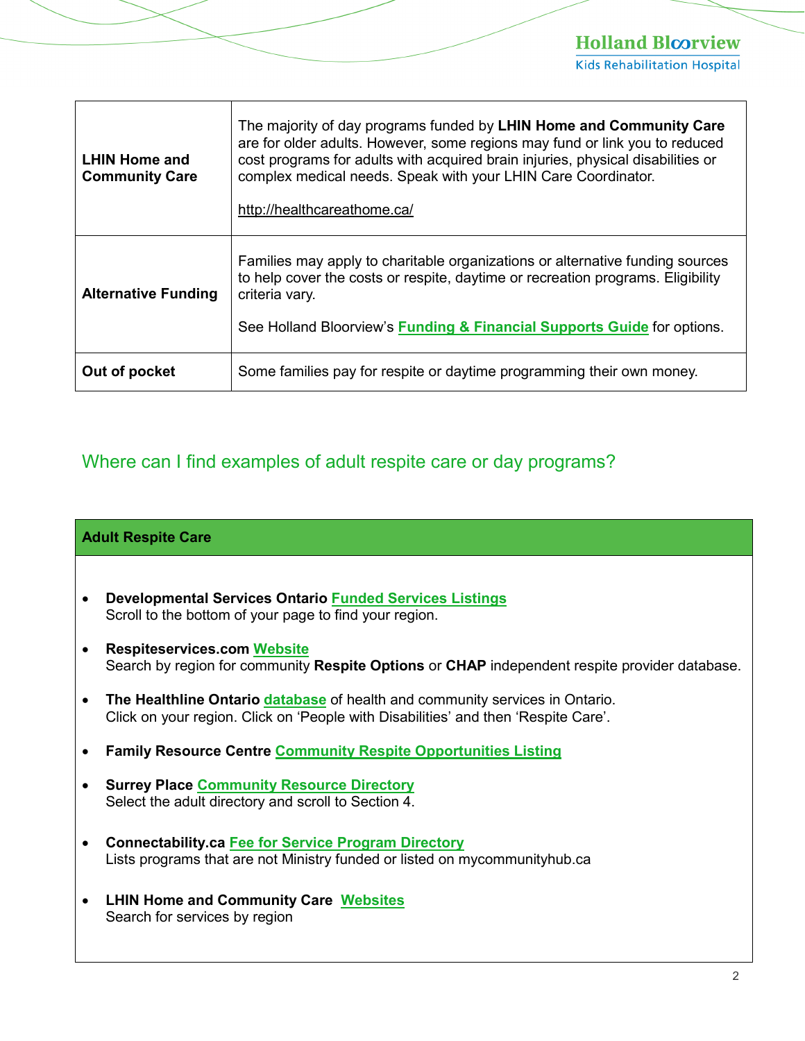| | |
|---|---|
| **LHIN Home and Community Care** | The majority of day programs funded by **LHIN Home and Community Care** are for older adults. However, some regions may fund or link you to reduced cost programs for adults with acquired brain injuries, physical disabilities or complex medical needs. Speak with your LHIN Care Coordinator.<br><br>http://healthcareathome.ca/ |
| **Alternative Funding** | Families may apply to charitable organizations or alternative funding sources to help cover the costs or respite, daytime or recreation programs. Eligibility criteria vary.<br><br>See Holland Bloorview's **Funding & Financial Supports Guide** for options. |
| **Out of pocket** | Some families pay for respite or daytime programming their own money. |

## Where can I find examples of adult respite care or day programs?

| **Adult Respite Care** |
|---|
| • **Developmental Services Ontario** **Funded Services Listings**<br>Scroll to the bottom of your page to find your region.<br><br>• **Respiteservices.com** **Website**<br>Search by region for community **Respite Options** or **CHAP** independent respite provider database.<br><br>• **The Healthline Ontario** **database** of health and community services in Ontario.<br>Click on your region. Click on 'People with Disabilities' and then 'Respite Care'.<br><br>• **Family Resource Centre** **Community Respite Opportunities Listing**<br><br>• **Surrey Place** **Community Resource Directory**<br>Select the adult directory and scroll to Section 4.<br><br>• **Connectability.ca** **Fee for Service Program Directory**<br>Lists programs that are not Ministry funded or listed on mycommunityhub.ca<br><br>• **LHIN Home and Community Care** **Websites**<br>Search for services by region |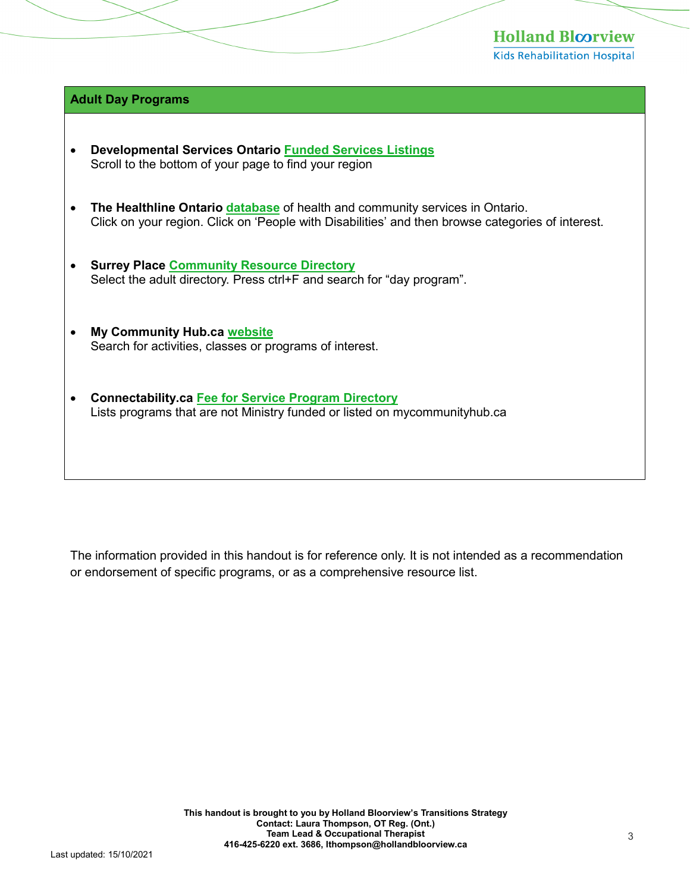## Adult Day Programs

- **Developmental Services Ontario** Funded Services Listings
  Scroll to the bottom of your page to find your region

- **The Healthline Ontario** database of health and community services in Ontario.
  Click on your region. Click on 'People with Disabilities' and then browse categories of interest.

- **Surrey Place** Community Resource Directory
  Select the adult directory. Press ctrl+F and search for "day program".

- **My Community Hub.ca** website
  Search for activities, classes or programs of interest.

- **Connectability.ca** Fee for Service Program Directory
  Lists programs that are not Ministry funded or listed on mycommunityhub.ca

The information provided in this handout is for reference only. It is not intended as a recommendation or endorsement of specific programs, or as a comprehensive resource list.

**This handout is brought to you by Holland Bloorview's Transitions Strategy**
**Contact: Laura Thompson, OT Reg. (Ont.)**
**Team Lead & Occupational Therapist**
**416-425-6220 ext. 3686, lthompson@hollandbloorview.ca**

Last updated: 15/10/2021